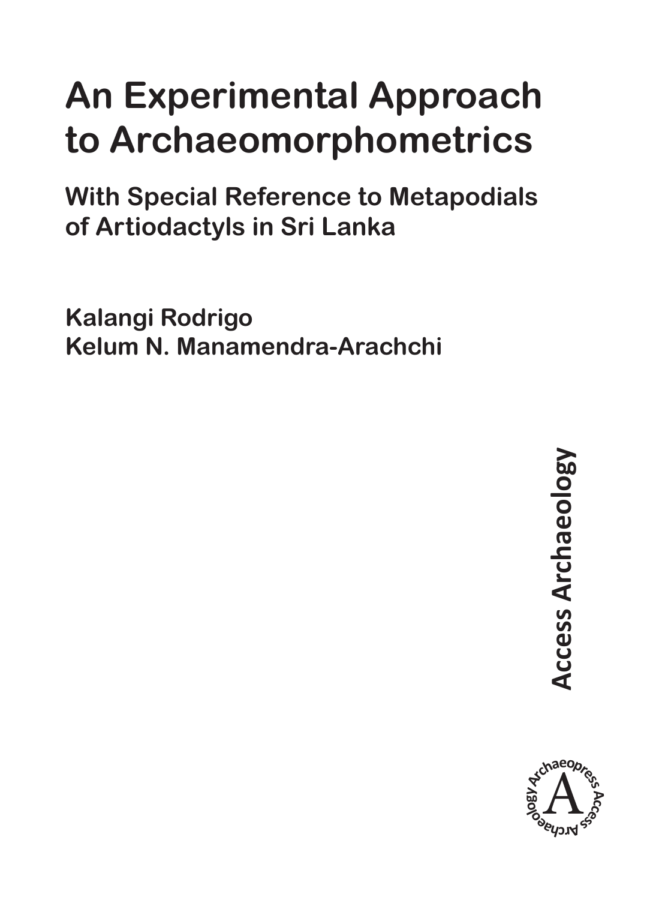# An Experimental Approach to Archaeomorphometrics

## With Special Reference to Metapodials of Artiodactyls in Sri Lanka

**Kalangi Rodrigo**
**Kelum N. Manamendra-Arachchi**

**Access Archaeology**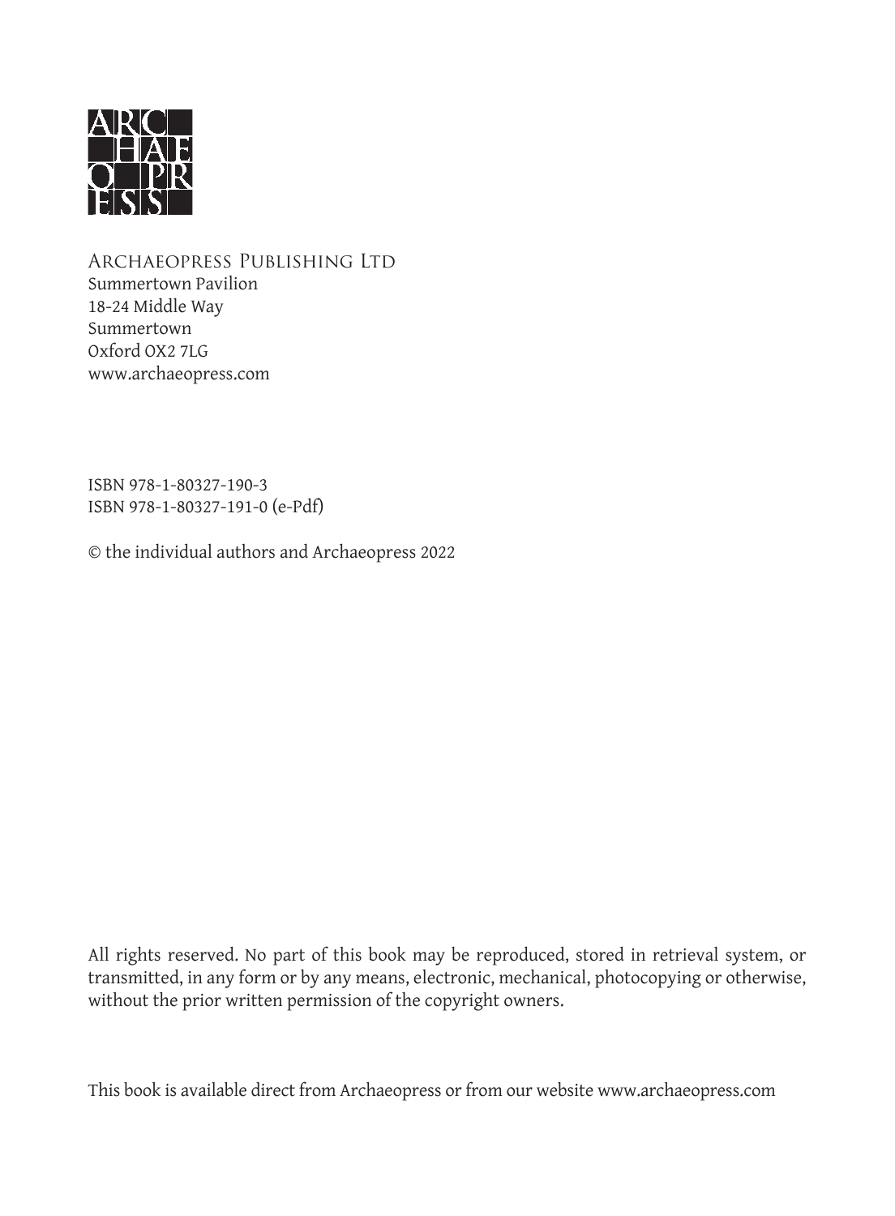ARC
HAE
O PR
ESS

Archaeopress Publishing Ltd
Summertown Pavilion
18-24 Middle Way
Summertown
Oxford OX2 7LG
www.archaeopress.com

ISBN 978-1-80327-190-3
ISBN 978-1-80327-191-0 (e-Pdf)

© the individual authors and Archaeopress 2022

All rights reserved. No part of this book may be reproduced, stored in retrieval system, or transmitted, in any form or by any means, electronic, mechanical, photocopying or otherwise, without the prior written permission of the copyright owners.

This book is available direct from Archaeopress or from our website www.archaeopress.com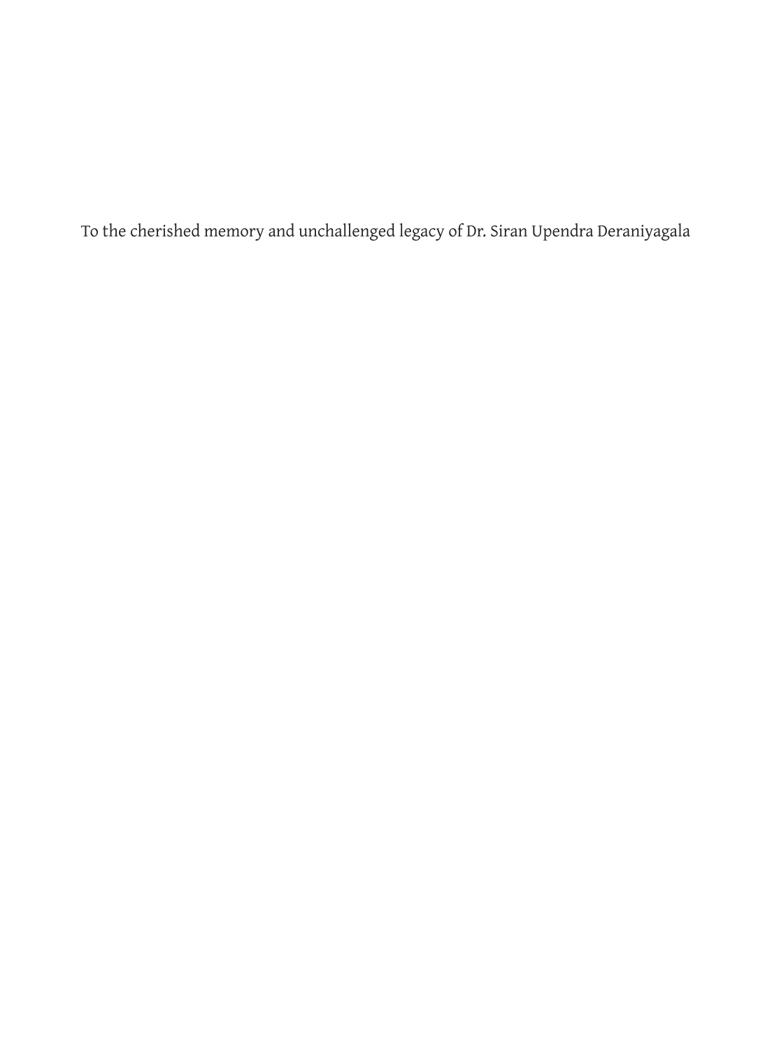To the cherished memory and unchallenged legacy of Dr. Siran Upendra Deraniyagala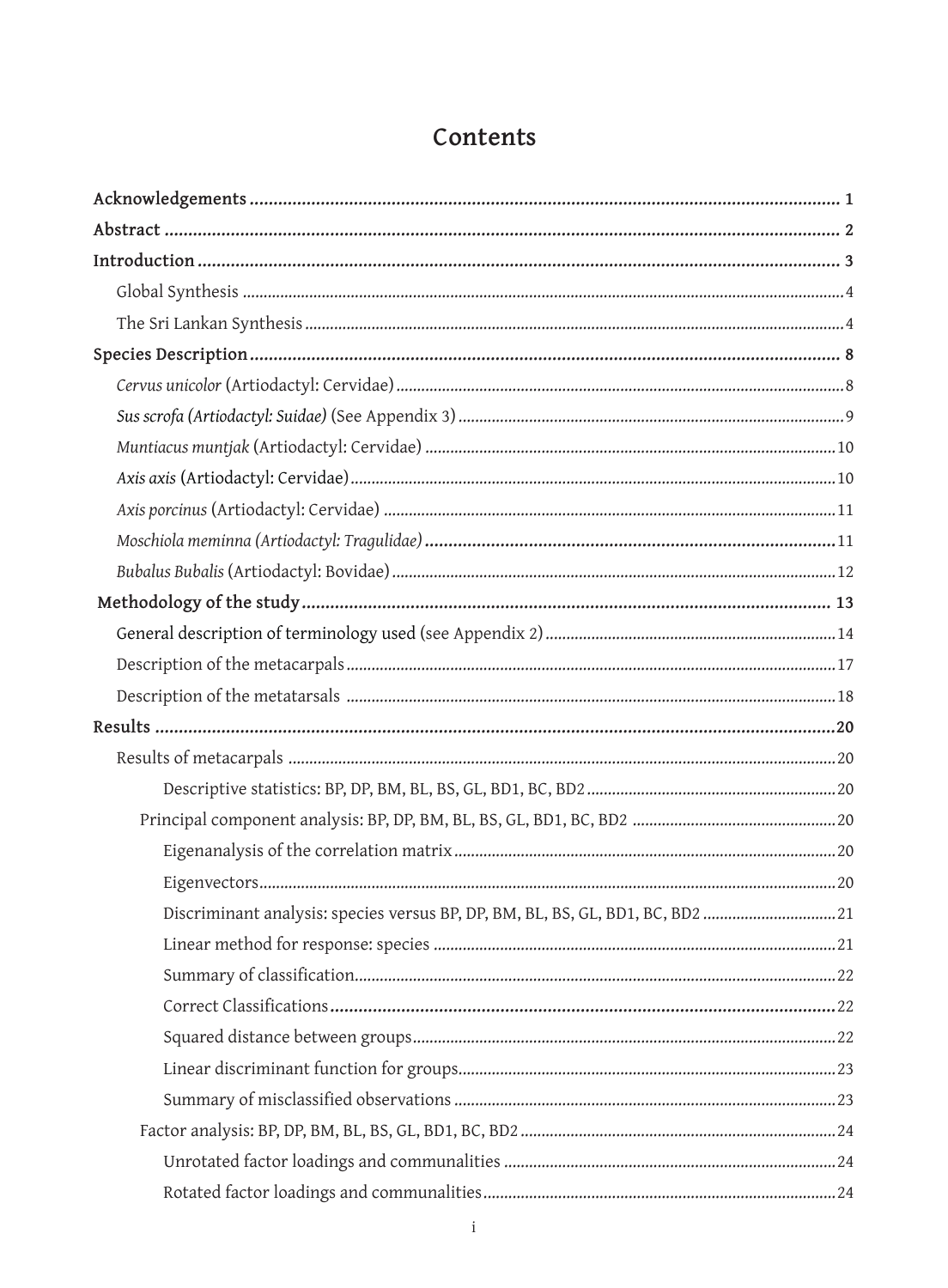# Contents

**Acknowledgements** ........ **1**

**Abstract** ........ **2**

**Introduction** ........ **3**

- Global Synthesis ........ 4
- The Sri Lankan Synthesis ........ 4

**Species Description** ........ **8**

- *Cervus unicolor* (Artiodactyl: Cervidae) ........ 8
- *Sus scrofa (Artiodactyl: Suidae)* (See Appendix 3) ........ 9
- *Muntiacus muntjak* (Artiodactyl: Cervidae) ........ 10
- *Axis axis* (Artiodactyl: Cervidae) ........ 10
- *Axis porcinus* (Artiodactyl: Cervidae) ........ 11
- *Moschiola meminna (Artiodactyl: Tragulidae)* ........ 11
- *Bubalus Bubalis* (Artiodactyl: Bovidae) ........ 12

**Methodology of the study** ........ **13**

- General description of terminology used (see Appendix 2) ........ 14
- Description of the metacarpals ........ 17
- Description of the metatarsals ........ 18

**Results** ........ **20**

- Results of metacarpals ........ 20
    - Descriptive statistics: BP, DP, BM, BL, BS, GL, BD1, BC, BD2 ........ 20
  - Principal component analysis: BP, DP, BM, BL, BS, GL, BD1, BC, BD2 ........ 20
    - Eigenanalysis of the correlation matrix ........ 20
    - Eigenvectors ........ 20
    - Discriminant analysis: species versus BP, DP, BM, BL, BS, GL, BD1, BC, BD2 ........ 21
    - Linear method for response: species ........ 21
    - Summary of classification ........ 22
    - Correct Classifications ........ 22
    - Squared distance between groups ........ 22
    - Linear discriminant function for groups ........ 23
    - Summary of misclassified observations ........ 23
  - Factor analysis: BP, DP, BM, BL, BS, GL, BD1, BC, BD2 ........ 24
    - Unrotated factor loadings and communalities ........ 24
    - Rotated factor loadings and communalities ........ 24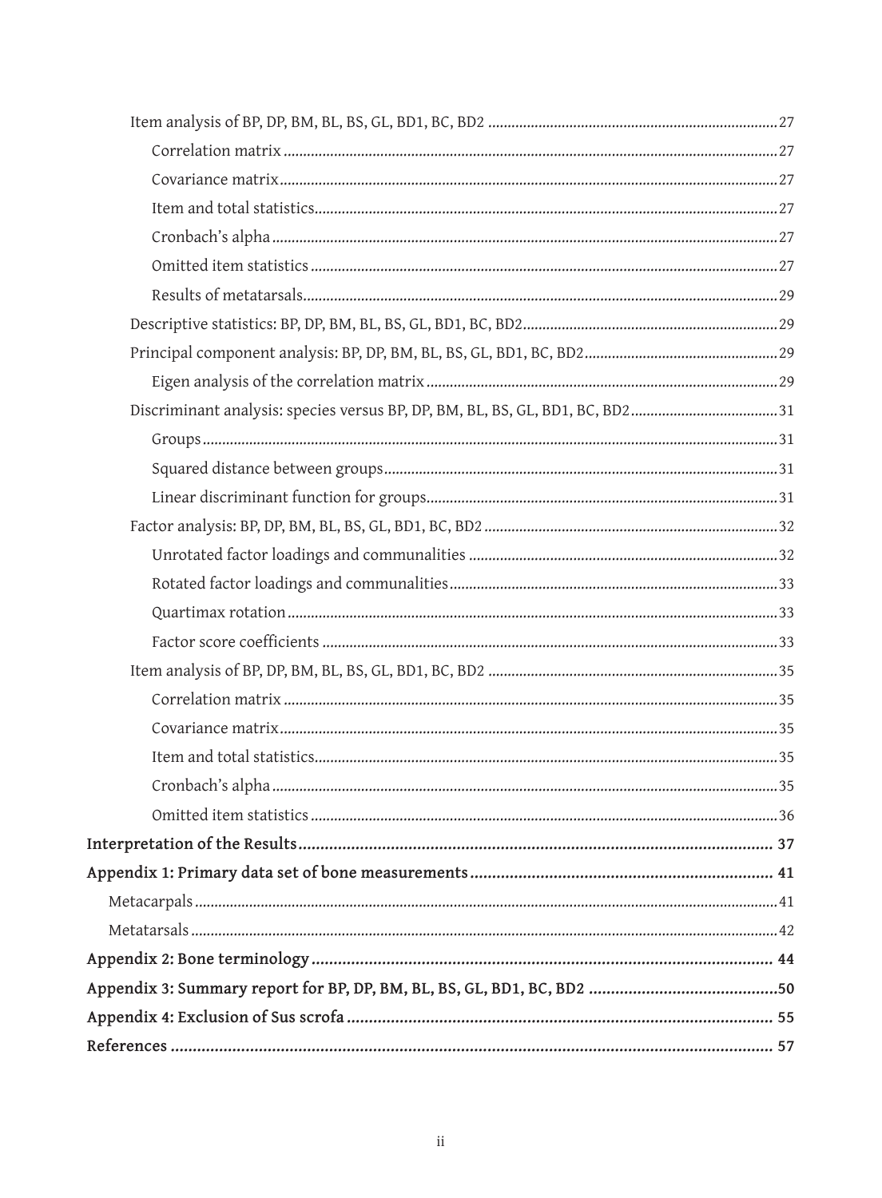- Item analysis of BP, DP, BM, BL, BS, GL, BD1, BC, BD2 ........ 27
  - Correlation matrix ........ 27
  - Covariance matrix ........ 27
  - Item and total statistics ........ 27
  - Cronbach's alpha ........ 27
  - Omitted item statistics ........ 27
  - Results of metatarsals ........ 29
- Descriptive statistics: BP, DP, BM, BL, BS, GL, BD1, BC, BD2 ........ 29
- Principal component analysis: BP, DP, BM, BL, BS, GL, BD1, BC, BD2 ........ 29
  - Eigen analysis of the correlation matrix ........ 29
- Discriminant analysis: species versus BP, DP, BM, BL, BS, GL, BD1, BC, BD2 ........ 31
  - Groups ........ 31
  - Squared distance between groups ........ 31
  - Linear discriminant function for groups ........ 31
- Factor analysis: BP, DP, BM, BL, BS, GL, BD1, BC, BD2 ........ 32
  - Unrotated factor loadings and communalities ........ 32
  - Rotated factor loadings and communalities ........ 33
  - Quartimax rotation ........ 33
  - Factor score coefficients ........ 33
- Item analysis of BP, DP, BM, BL, BS, GL, BD1, BC, BD2 ........ 35
  - Correlation matrix ........ 35
  - Covariance matrix ........ 35
  - Item and total statistics ........ 35
  - Cronbach's alpha ........ 35
  - Omitted item statistics ........ 36

**Interpretation of the Results ........ 37**

**Appendix 1: Primary data set of bone measurements ........ 41**

- Metacarpals ........ 41
- Metatarsals ........ 42

**Appendix 2: Bone terminology ........ 44**

**Appendix 3: Summary report for BP, DP, BM, BL, BS, GL, BD1, BC, BD2 ........ 50**

**Appendix 4: Exclusion of Sus scrofa ........ 55**

**References ........ 57**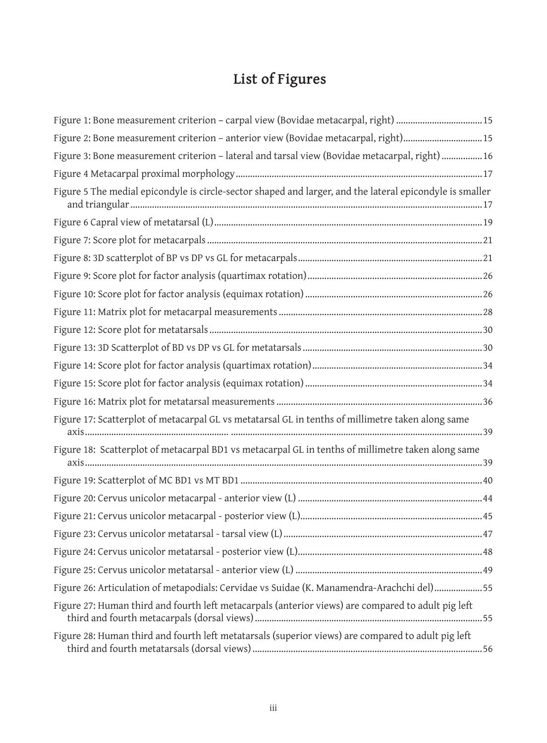# List of Figures

Figure 1: Bone measurement criterion – carpal view (Bovidae metacarpal, right) ....................................15

Figure 2: Bone measurement criterion – anterior view (Bovidae metacarpal, right)................................15

Figure 3: Bone measurement criterion – lateral and tarsal view (Bovidae metacarpal, right) .................16

Figure 4 Metacarpal proximal morphology.......................................................................................17

Figure 5 The medial epicondyle is circle-sector shaped and larger, and the lateral epicondyle is smaller and triangular.......................................................................................................................17

Figure 6 Capral view of metatarsal (L)..............................................................................................19

Figure 7: Score plot for metacarpals..................................................................................................21

Figure 8: 3D scatterplot of BP vs DP vs GL for metacarpals.............................................................21

Figure 9: Score plot for factor analysis (quartimax rotation)..............................................................26

Figure 10: Score plot for factor analysis (equimax rotation)..............................................................26

Figure 11: Matrix plot for metacarpal measurements.........................................................................28

Figure 12: Score plot for metatarsals.................................................................................................30

Figure 13: 3D Scatterplot of BD vs DP vs GL for metatarsals...........................................................30

Figure 14: Score plot for factor analysis (quartimax rotation)............................................................34

Figure 15: Score plot for factor analysis (equimax rotation)...............................................................34

Figure 16: Matrix plot for metatarsal measurements..........................................................................36

Figure 17: Scatterplot of metacarpal GL vs metatarsal GL in tenths of millimetre taken along same axis.....................................................................................................................................39

Figure 18: Scatterplot of metacarpal BD1 vs metacarpal GL in tenths of millimetre taken along same axis.....................................................................................................................................39

Figure 19: Scatterplot of MC BD1 vs MT BD1...................................................................................40

Figure 20: Cervus unicolor metacarpal - anterior view (L).................................................................44

Figure 21: Cervus unicolor metacarpal - posterior view (L)...............................................................45

Figure 23: Cervus unicolor metatarsal - tarsal view (L).....................................................................47

Figure 24: Cervus unicolor metatarsal - posterior view (L).................................................................48

Figure 25: Cervus unicolor metatarsal - anterior view (L)..................................................................49

Figure 26: Articulation of metapodials: Cervidae vs Suidae (K. Manamendra-Arachchi del)...............55

Figure 27: Human third and fourth left metacarpals (anterior views) are compared to adult pig left third and fourth metacarpals (dorsal views)........................................................................55

Figure 28: Human third and fourth left metatarsals (superior views) are compared to adult pig left third and fourth metatarsals (dorsal views)........................................................................56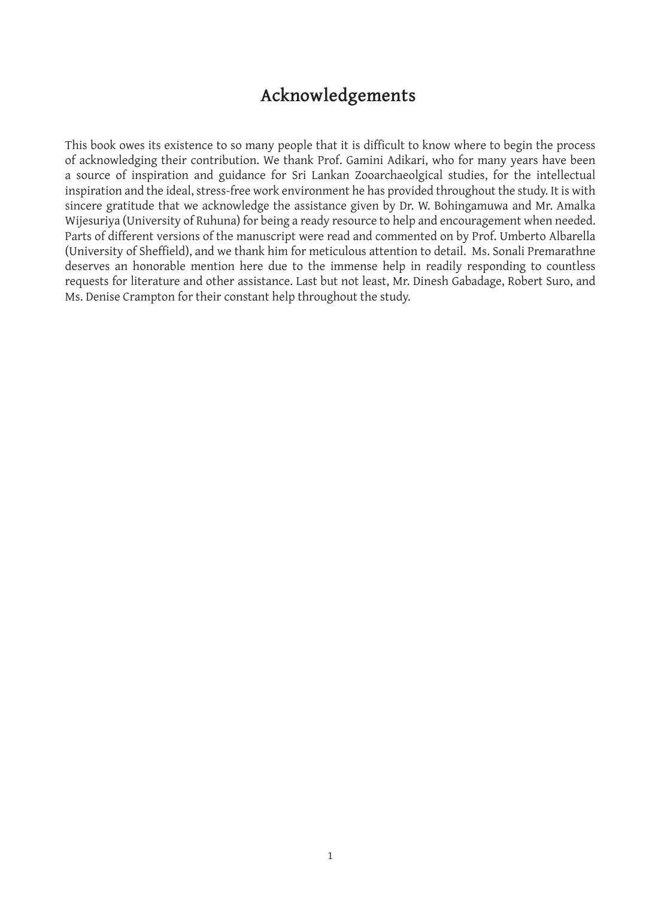# Acknowledgements

This book owes its existence to so many people that it is difficult to know where to begin the process of acknowledging their contribution. We thank Prof. Gamini Adikari, who for many years have been a source of inspiration and guidance for Sri Lankan Zooarchaeolgical studies, for the intellectual inspiration and the ideal, stress-free work environment he has provided throughout the study. It is with sincere gratitude that we acknowledge the assistance given by Dr. W. Bohingamuwa and Mr. Amalka Wijesuriya (University of Ruhuna) for being a ready resource to help and encouragement when needed. Parts of different versions of the manuscript were read and commented on by Prof. Umberto Albarella (University of Sheffield), and we thank him for meticulous attention to detail. Ms. Sonali Premarathne deserves an honorable mention here due to the immense help in readily responding to countless requests for literature and other assistance. Last but not least, Mr. Dinesh Gabadage, Robert Suro, and Ms. Denise Crampton for their constant help throughout the study.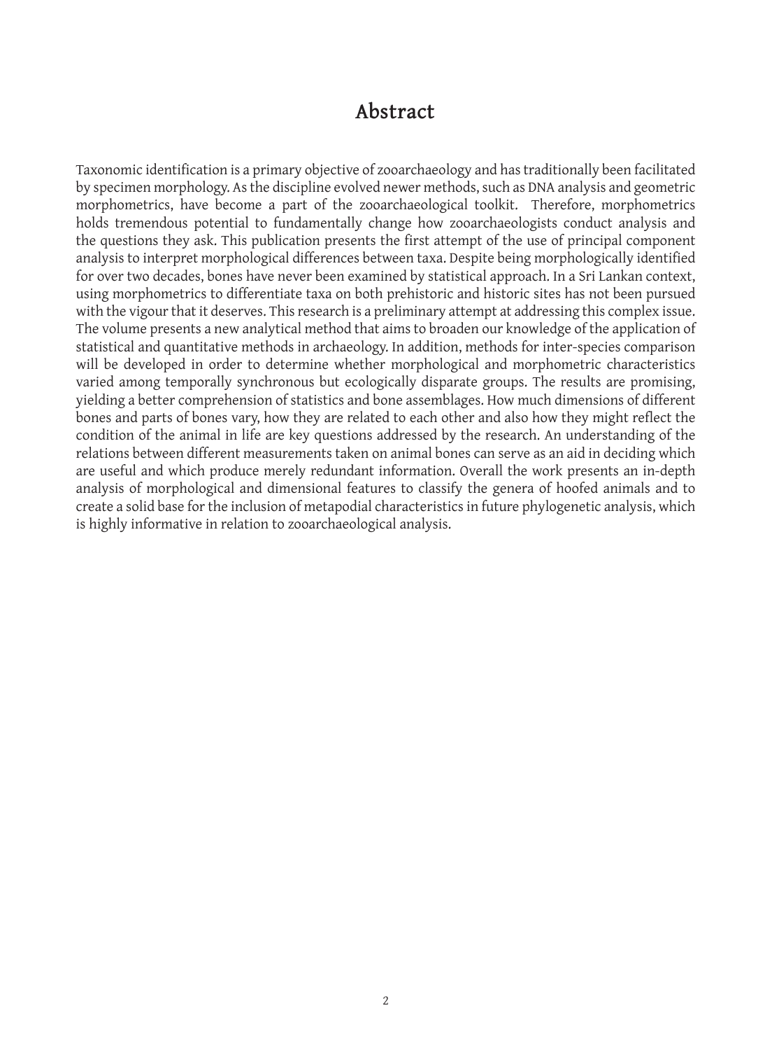## Abstract

Taxonomic identification is a primary objective of zooarchaeology and has traditionally been facilitated by specimen morphology. As the discipline evolved newer methods, such as DNA analysis and geometric morphometrics, have become a part of the zooarchaeological toolkit.  Therefore, morphometrics holds tremendous potential to fundamentally change how zooarchaeologists conduct analysis and the questions they ask. This publication presents the first attempt of the use of principal component analysis to interpret morphological differences between taxa. Despite being morphologically identified for over two decades, bones have never been examined by statistical approach. In a Sri Lankan context, using morphometrics to differentiate taxa on both prehistoric and historic sites has not been pursued with the vigour that it deserves. This research is a preliminary attempt at addressing this complex issue. The volume presents a new analytical method that aims to broaden our knowledge of the application of statistical and quantitative methods in archaeology. In addition, methods for inter-species comparison will be developed in order to determine whether morphological and morphometric characteristics varied among temporally synchronous but ecologically disparate groups. The results are promising, yielding a better comprehension of statistics and bone assemblages. How much dimensions of different bones and parts of bones vary, how they are related to each other and also how they might reflect the condition of the animal in life are key questions addressed by the research. An understanding of the relations between different measurements taken on animal bones can serve as an aid in deciding which are useful and which produce merely redundant information. Overall the work presents an in-depth analysis of morphological and dimensional features to classify the genera of hoofed animals and to create a solid base for the inclusion of metapodial characteristics in future phylogenetic analysis, which is highly informative in relation to zooarchaeological analysis.